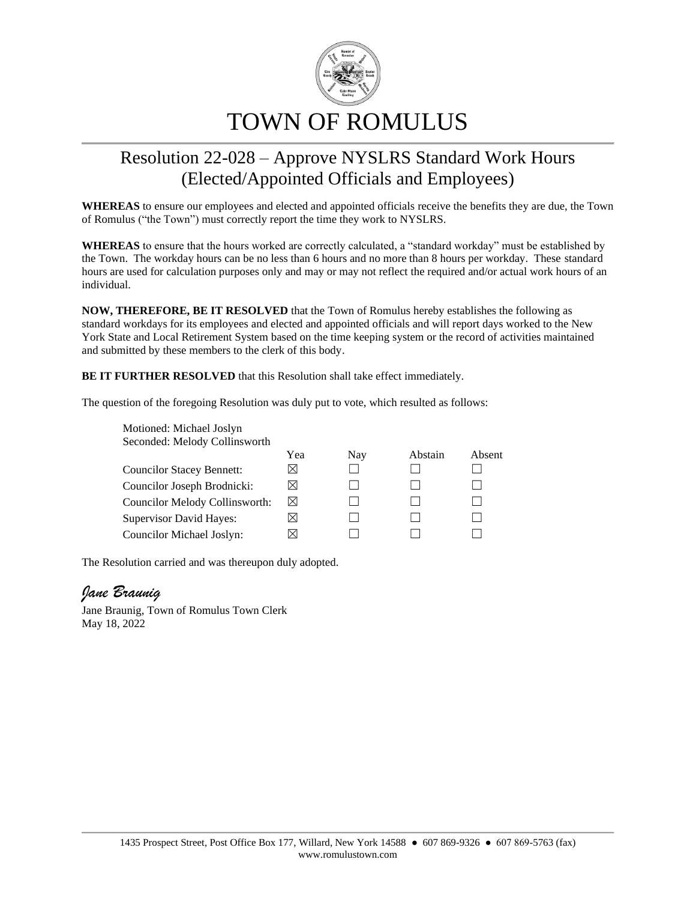# TOWN OF ROMULUS

## Resolution 22-028 – Approve NYSLRS Standard Work Hours (Elected/Appointed Officials and Employees)

**WHEREAS** to ensure our employees and elected and appointed officials receive the benefits they are due, the Town of Romulus ("the Town") must correctly report the time they work to NYSLRS.

**WHEREAS** to ensure that the hours worked are correctly calculated, a "standard workday" must be established by the Town. The workday hours can be no less than 6 hours and no more than 8 hours per workday. These standard hours are used for calculation purposes only and may or may not reflect the required and/or actual work hours of an individual.

**NOW, THEREFORE, BE IT RESOLVED** that the Town of Romulus hereby establishes the following as standard workdays for its employees and elected and appointed officials and will report days worked to the New York State and Local Retirement System based on the time keeping system or the record of activities maintained and submitted by these members to the clerk of this body.

**BE IT FURTHER RESOLVED** that this Resolution shall take effect immediately.

The question of the foregoing Resolution was duly put to vote, which resulted as follows:

Motioned: Michael Joslyn
Seconded: Melody Collinsworth

| | Yea | Nay | Abstain | Absent |
|---|---|---|---|---|
| Councilor Stacey Bennett: | ☒ | ☐ | ☐ | ☐ |
| Councilor Joseph Brodnicki: | ☒ | ☐ | ☐ | ☐ |
| Councilor Melody Collinsworth: | ☒ | ☐ | ☐ | ☐ |
| Supervisor David Hayes: | ☒ | ☐ | ☐ | ☐ |
| Councilor Michael Joslyn: | ☒ | ☐ | ☐ | ☐ |

The Resolution carried and was thereupon duly adopted.

*Jane Braunig*

Jane Braunig, Town of Romulus Town Clerk
May 18, 2022

1435 Prospect Street, Post Office Box 177, Willard, New York 14588 ● 607 869-9326 ● 607 869-5763 (fax)
www.romulustown.com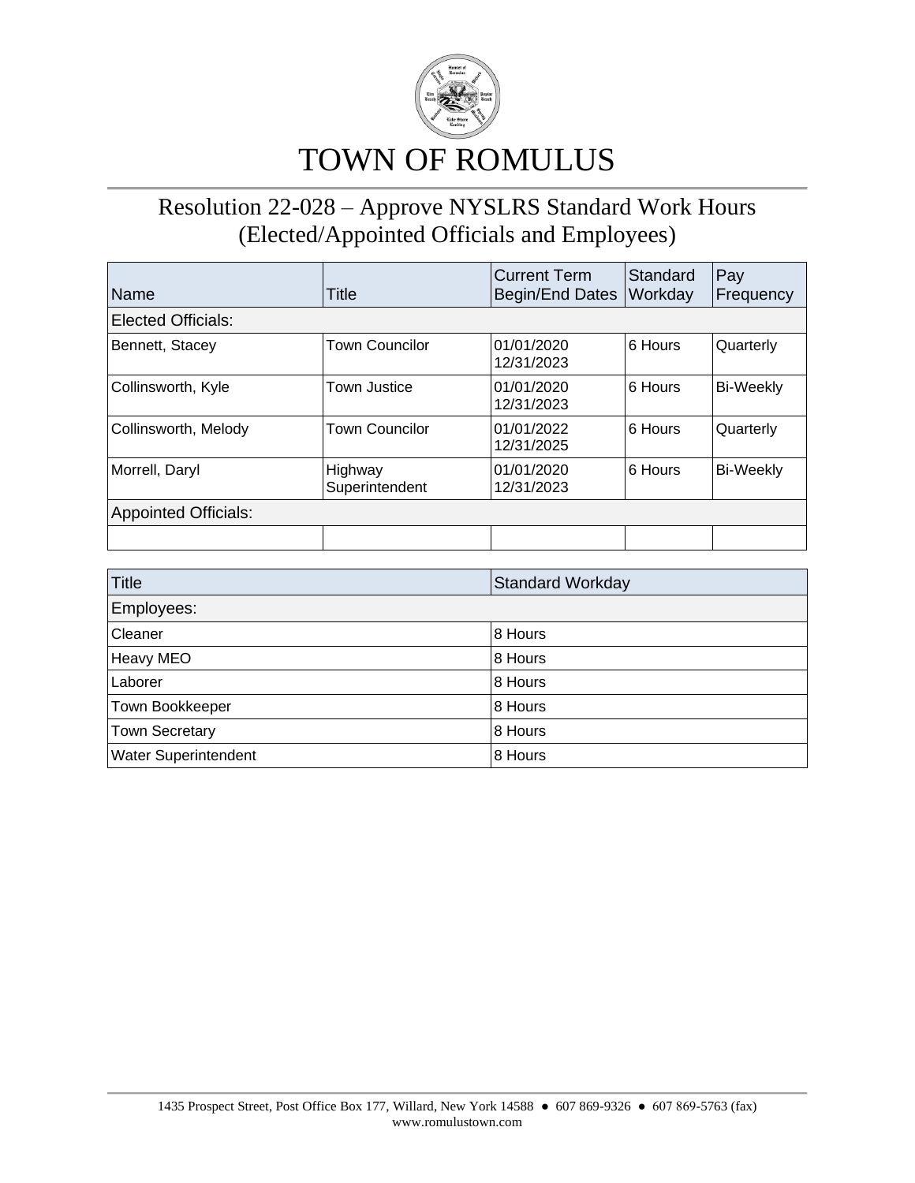# TOWN OF ROMULUS

## Resolution 22-028 – Approve NYSLRS Standard Work Hours (Elected/Appointed Officials and Employees)

| Name | Title | Current Term Begin/End Dates | Standard Workday | Pay Frequency |
|---|---|---|---|---|
| Elected Officials: | | | | |
| Bennett, Stacey | Town Councilor | 01/01/2020 12/31/2023 | 6 Hours | Quarterly |
| Collinsworth, Kyle | Town Justice | 01/01/2020 12/31/2023 | 6 Hours | Bi-Weekly |
| Collinsworth, Melody | Town Councilor | 01/01/2022 12/31/2025 | 6 Hours | Quarterly |
| Morrell, Daryl | Highway Superintendent | 01/01/2020 12/31/2023 | 6 Hours | Bi-Weekly |
| Appointed Officials: | | | | |
| | | | | |

| Title | Standard Workday |
|---|---|
| Employees: | |
| Cleaner | 8 Hours |
| Heavy MEO | 8 Hours |
| Laborer | 8 Hours |
| Town Bookkeeper | 8 Hours |
| Town Secretary | 8 Hours |
| Water Superintendent | 8 Hours |

1435 Prospect Street, Post Office Box 177, Willard, New York 14588 ● 607 869-9326 ● 607 869-5763 (fax)
www.romulustown.com